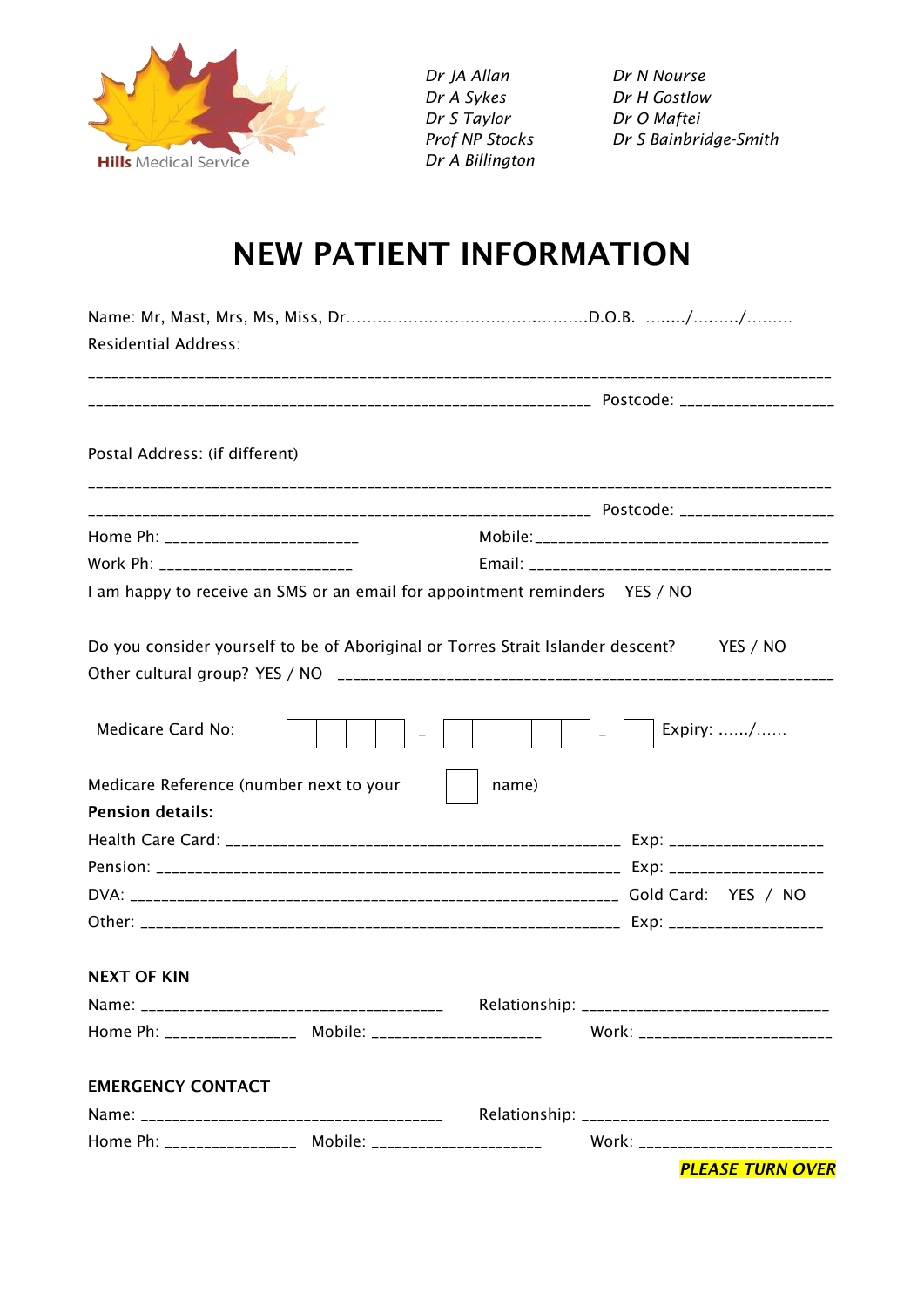Hills Medical Service

*Dr JA Allan*
*Dr A Sykes*
*Dr S Taylor*
*Prof NP Stocks*
*Dr A Billington*

*Dr N Nourse*
*Dr H Gostlow*
*Dr O Maftei*
*Dr S Bainbridge-Smith*

# NEW PATIENT INFORMATION

Name: Mr, Mast, Mrs, Ms, Miss, Dr.............................................D.O.B. ......./......../........

Residential Address:

______________________________________________________________________________

_______________________________________________________ Postcode: _________________

Postal Address: (if different)

______________________________________________________________________________

_______________________________________________________ Postcode: _________________

Home Ph: _______________________ Mobile:_____________________________________

Work Ph: _______________________ Email: _____________________________________

I am happy to receive an SMS or an email for appointment reminders YES / NO

Do you consider yourself to be of Aboriginal or Torres Strait Islander descent? YES / NO

Other cultural group? YES / NO ____________________________________________________

Medicare Card No: [ | | | ] - [ | | | | ] - [ ] Expiry: ....../......

Medicare Reference (number next to your [ ] name)

**Pension details:**

Health Care Card: ______________________________________________ Exp: _________________

Pension: ______________________________________________________ Exp: _________________

DVA: _________________________________________________________ Gold Card: YES / NO

Other: ________________________________________________________ Exp: _________________

**NEXT OF KIN**

Name: ___________________________________ Relationship: ___________________________

Home Ph: ______________ Mobile: ___________________ Work: _______________________

**EMERGENCY CONTACT**

Name: ___________________________________ Relationship: ___________________________

Home Ph: ______________ Mobile: ___________________ Work: _______________________

***PLEASE TURN OVER***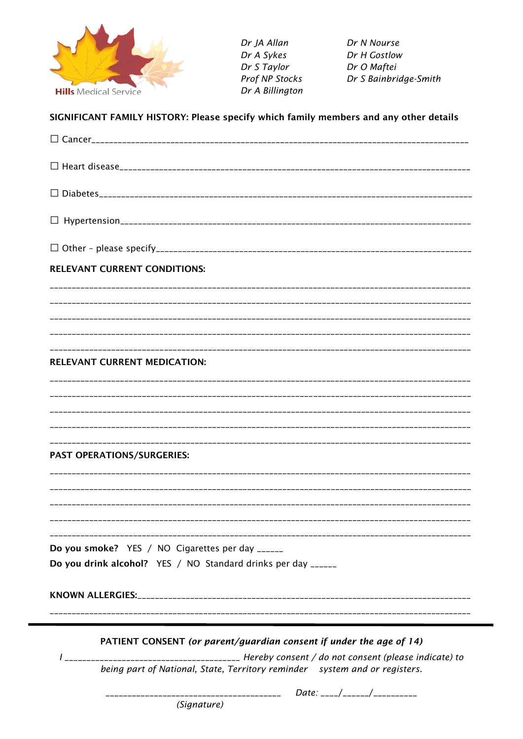Hills Medical Service

*Dr JA Allan*
*Dr A Sykes*
*Dr S Taylor*
*Prof NP Stocks*
*Dr A Billington*

*Dr N Nourse*
*Dr H Gostlow*
*Dr O Maftei*
*Dr S Bainbridge-Smith*

**SIGNIFICANT FAMILY HISTORY: Please specify which family members and any other details**

☐ Cancer___________________________________________________________________________

☐ Heart disease_____________________________________________________________________

☐ Diabetes_________________________________________________________________________

☐ Hypertension______________________________________________________________________

☐ Other – please specify_____________________________________________________________

**RELEVANT CURRENT CONDITIONS:**

_____________________________________________________________________________________

_____________________________________________________________________________________

_____________________________________________________________________________________

_____________________________________________________________________________________

_____________________________________________________________________________________

**RELEVANT CURRENT MEDICATION:**

_____________________________________________________________________________________

_____________________________________________________________________________________

_____________________________________________________________________________________

_____________________________________________________________________________________

_____________________________________________________________________________________

**PAST OPERATIONS/SURGERIES:**

_____________________________________________________________________________________

_____________________________________________________________________________________

_____________________________________________________________________________________

_____________________________________________________________________________________

_____________________________________________________________________________________

**Do you smoke?** YES / NO Cigarettes per day ______

**Do you drink alcohol?** YES / NO Standard drinks per day ______

**KNOWN ALLERGIES:**___________________________________________________________________

_____________________________________________________________________________________

---

**PATIENT CONSENT** ***(or parent/guardian consent if under the age of 14)***

*I* ______________________________________ *Hereby consent / do not consent (please indicate) to being part of National, State, Territory reminder system and or registers.*

_______________________________________ *Date:* ____/______/_________

*(Signature)*